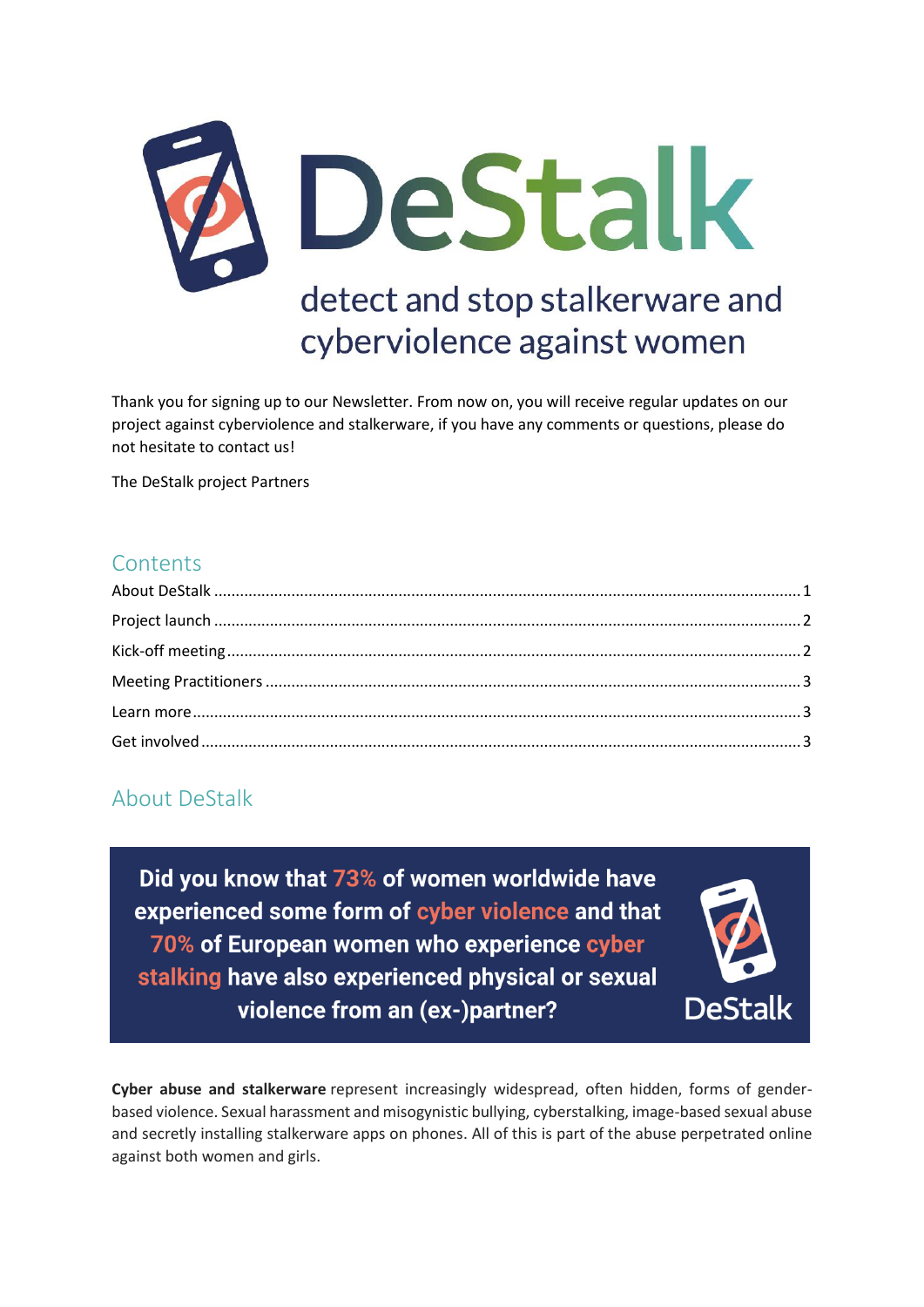# DeStalk

## detect and stop stalkerware and cyberviolence against women

Thank you for signing up to our Newsletter. From now on, you will receive regular updates on our project against cyberviolence and stalkerware, if you have any comments or questions, please do not hesitate to contact us!

The DeStalk project Partners

## Contents

About DeStalk ........................................ 1

Project launch ........................................ 2

Kick-off meeting ........................................ 2

Meeting Practitioners ........................................ 3

Learn more ........................................ 3

Get involved ........................................ 3

## About DeStalk

**Did you know that 73% of women worldwide have experienced some form of cyber violence and that 70% of European women who experience cyber stalking have also experienced physical or sexual violence from an (ex-)partner?**

DeStalk

**Cyber abuse and stalkerware** represent increasingly widespread, often hidden, forms of gender-based violence. Sexual harassment and misogynistic bullying, cyberstalking, image-based sexual abuse and secretly installing stalkerware apps on phones. All of this is part of the abuse perpetrated online against both women and girls.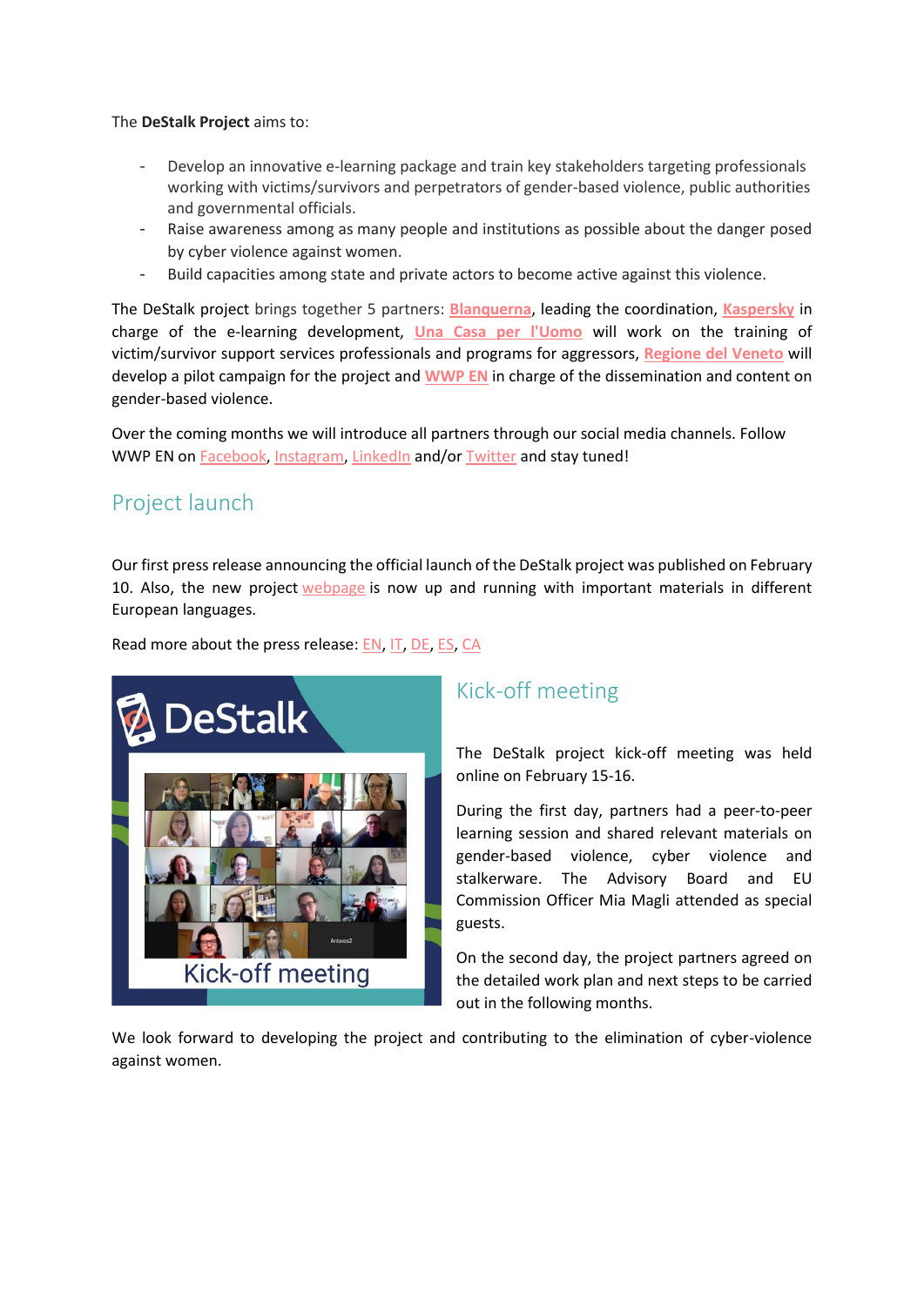The **DeStalk Project** aims to:

- Develop an innovative e-learning package and train key stakeholders targeting professionals working with victims/survivors and perpetrators of gender-based violence, public authorities and governmental officials.
- Raise awareness among as many people and institutions as possible about the danger posed by cyber violence against women.
- Build capacities among state and private actors to become active against this violence.

The DeStalk project brings together 5 partners: **Blanquerna**, leading the coordination, **Kaspersky** in charge of the e-learning development, **Una Casa per l'Uomo** will work on the training of victim/survivor support services professionals and programs for aggressors, **Regione del Veneto** will develop a pilot campaign for the project and **WWP EN** in charge of the dissemination and content on gender-based violence.

Over the coming months we will introduce all partners through our social media channels. Follow WWP EN on Facebook, Instagram, LinkedIn and/or Twitter and stay tuned!

## Project launch

Our first press release announcing the official launch of the DeStalk project was published on February 10. Also, the new project webpage is now up and running with important materials in different European languages.

Read more about the press release: EN, IT, DE, ES, CA

## Kick-off meeting

The DeStalk project kick-off meeting was held online on February 15-16.

During the first day, partners had a peer-to-peer learning session and shared relevant materials on gender-based violence, cyber violence and stalkerware. The Advisory Board and EU Commission Officer Mia Magli attended as special guests.

On the second day, the project partners agreed on the detailed work plan and next steps to be carried out in the following months.

We look forward to developing the project and contributing to the elimination of cyber-violence against women.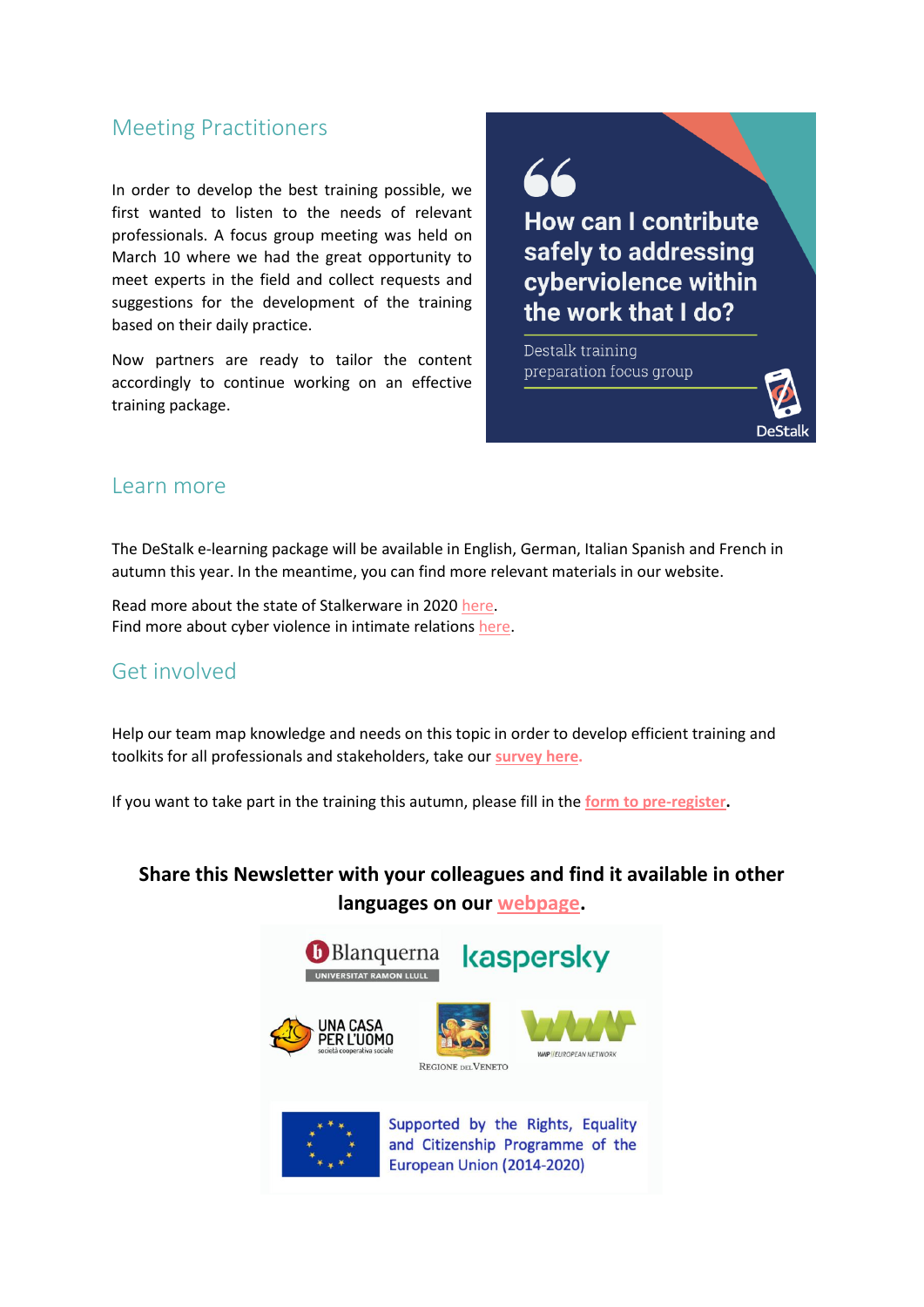## Meeting Practitioners

In order to develop the best training possible, we first wanted to listen to the needs of relevant professionals. A focus group meeting was held on March 10 where we had the great opportunity to meet experts in the field and collect requests and suggestions for the development of the training based on their daily practice.

Now partners are ready to tailor the content accordingly to continue working on an effective training package.

"How can I contribute safely to addressing cyberviolence within the work that I do?

Destalk training preparation focus group

DeStalk

## Learn more

The DeStalk e-learning package will be available in English, German, Italian Spanish and French in autumn this year. In the meantime, you can find more relevant materials in our website.

Read more about the state of Stalkerware in 2020 here.
Find more about cyber violence in intimate relations here.

## Get involved

Help our team map knowledge and needs on this topic in order to develop efficient training and toolkits for all professionals and stakeholders, take our **survey here.**

If you want to take part in the training this autumn, please fill in the **form to pre-register**.

**Share this Newsletter with your colleagues and find it available in other languages on our webpage.**

Blanquerna UNIVERSITAT RAMON LLULL

kaspersky

UNA CASA PER L'UOMO società cooperativa sociale

REGIONE DEL VENETO

WWP EUROPEAN NETWORK

Supported by the Rights, Equality and Citizenship Programme of the European Union (2014-2020)